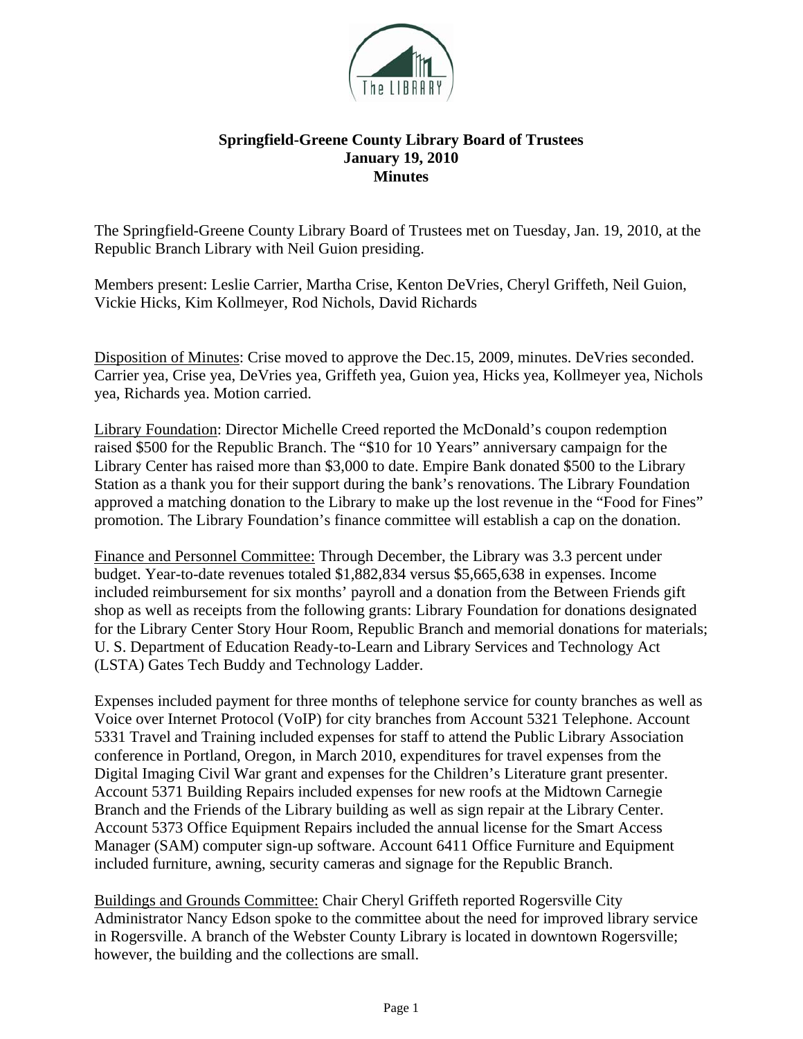**Springfield-Greene County Library Board of Trustees**
**January 19, 2010**
**Minutes**

The Springfield-Greene County Library Board of Trustees met on Tuesday, Jan. 19, 2010, at the Republic Branch Library with Neil Guion presiding.

Members present: Leslie Carrier, Martha Crise, Kenton DeVries, Cheryl Griffeth, Neil Guion, Vickie Hicks, Kim Kollmeyer, Rod Nichols, David Richards

<u>Disposition of Minutes</u>: Crise moved to approve the Dec.15, 2009, minutes. DeVries seconded. Carrier yea, Crise yea, DeVries yea, Griffeth yea, Guion yea, Hicks yea, Kollmeyer yea, Nichols yea, Richards yea. Motion carried.

<u>Library Foundation</u>: Director Michelle Creed reported the McDonald's coupon redemption raised $500 for the Republic Branch. The "$10 for 10 Years" anniversary campaign for the Library Center has raised more than $3,000 to date. Empire Bank donated $500 to the Library Station as a thank you for their support during the bank's renovations. The Library Foundation approved a matching donation to the Library to make up the lost revenue in the "Food for Fines" promotion. The Library Foundation's finance committee will establish a cap on the donation.

<u>Finance and Personnel Committee:</u> Through December, the Library was 3.3 percent under budget. Year-to-date revenues totaled $1,882,834 versus $5,665,638 in expenses. Income included reimbursement for six months' payroll and a donation from the Between Friends gift shop as well as receipts from the following grants: Library Foundation for donations designated for the Library Center Story Hour Room, Republic Branch and memorial donations for materials; U. S. Department of Education Ready-to-Learn and Library Services and Technology Act (LSTA) Gates Tech Buddy and Technology Ladder.

Expenses included payment for three months of telephone service for county branches as well as Voice over Internet Protocol (VoIP) for city branches from Account 5321 Telephone. Account 5331 Travel and Training included expenses for staff to attend the Public Library Association conference in Portland, Oregon, in March 2010, expenditures for travel expenses from the Digital Imaging Civil War grant and expenses for the Children's Literature grant presenter. Account 5371 Building Repairs included expenses for new roofs at the Midtown Carnegie Branch and the Friends of the Library building as well as sign repair at the Library Center. Account 5373 Office Equipment Repairs included the annual license for the Smart Access Manager (SAM) computer sign-up software. Account 6411 Office Furniture and Equipment included furniture, awning, security cameras and signage for the Republic Branch.

<u>Buildings and Grounds Committee:</u> Chair Cheryl Griffeth reported Rogersville City Administrator Nancy Edson spoke to the committee about the need for improved library service in Rogersville. A branch of the Webster County Library is located in downtown Rogersville; however, the building and the collections are small.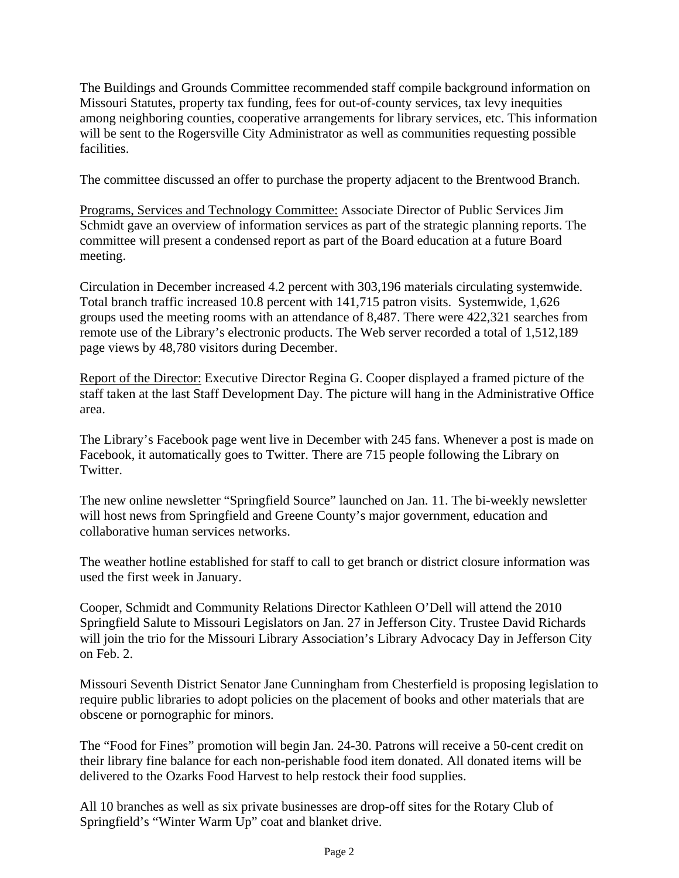The Buildings and Grounds Committee recommended staff compile background information on Missouri Statutes, property tax funding, fees for out-of-county services, tax levy inequities among neighboring counties, cooperative arrangements for library services, etc. This information will be sent to the Rogersville City Administrator as well as communities requesting possible facilities.

The committee discussed an offer to purchase the property adjacent to the Brentwood Branch.

Programs, Services and Technology Committee: Associate Director of Public Services Jim Schmidt gave an overview of information services as part of the strategic planning reports. The committee will present a condensed report as part of the Board education at a future Board meeting.

Circulation in December increased 4.2 percent with 303,196 materials circulating systemwide. Total branch traffic increased 10.8 percent with 141,715 patron visits. Systemwide, 1,626 groups used the meeting rooms with an attendance of 8,487. There were 422,321 searches from remote use of the Library's electronic products. The Web server recorded a total of 1,512,189 page views by 48,780 visitors during December.

Report of the Director: Executive Director Regina G. Cooper displayed a framed picture of the staff taken at the last Staff Development Day. The picture will hang in the Administrative Office area.

The Library's Facebook page went live in December with 245 fans. Whenever a post is made on Facebook, it automatically goes to Twitter. There are 715 people following the Library on Twitter.

The new online newsletter "Springfield Source" launched on Jan. 11. The bi-weekly newsletter will host news from Springfield and Greene County's major government, education and collaborative human services networks.

The weather hotline established for staff to call to get branch or district closure information was used the first week in January.

Cooper, Schmidt and Community Relations Director Kathleen O'Dell will attend the 2010 Springfield Salute to Missouri Legislators on Jan. 27 in Jefferson City. Trustee David Richards will join the trio for the Missouri Library Association's Library Advocacy Day in Jefferson City on Feb. 2.

Missouri Seventh District Senator Jane Cunningham from Chesterfield is proposing legislation to require public libraries to adopt policies on the placement of books and other materials that are obscene or pornographic for minors.

The "Food for Fines" promotion will begin Jan. 24-30. Patrons will receive a 50-cent credit on their library fine balance for each non-perishable food item donated. All donated items will be delivered to the Ozarks Food Harvest to help restock their food supplies.

All 10 branches as well as six private businesses are drop-off sites for the Rotary Club of Springfield's "Winter Warm Up" coat and blanket drive.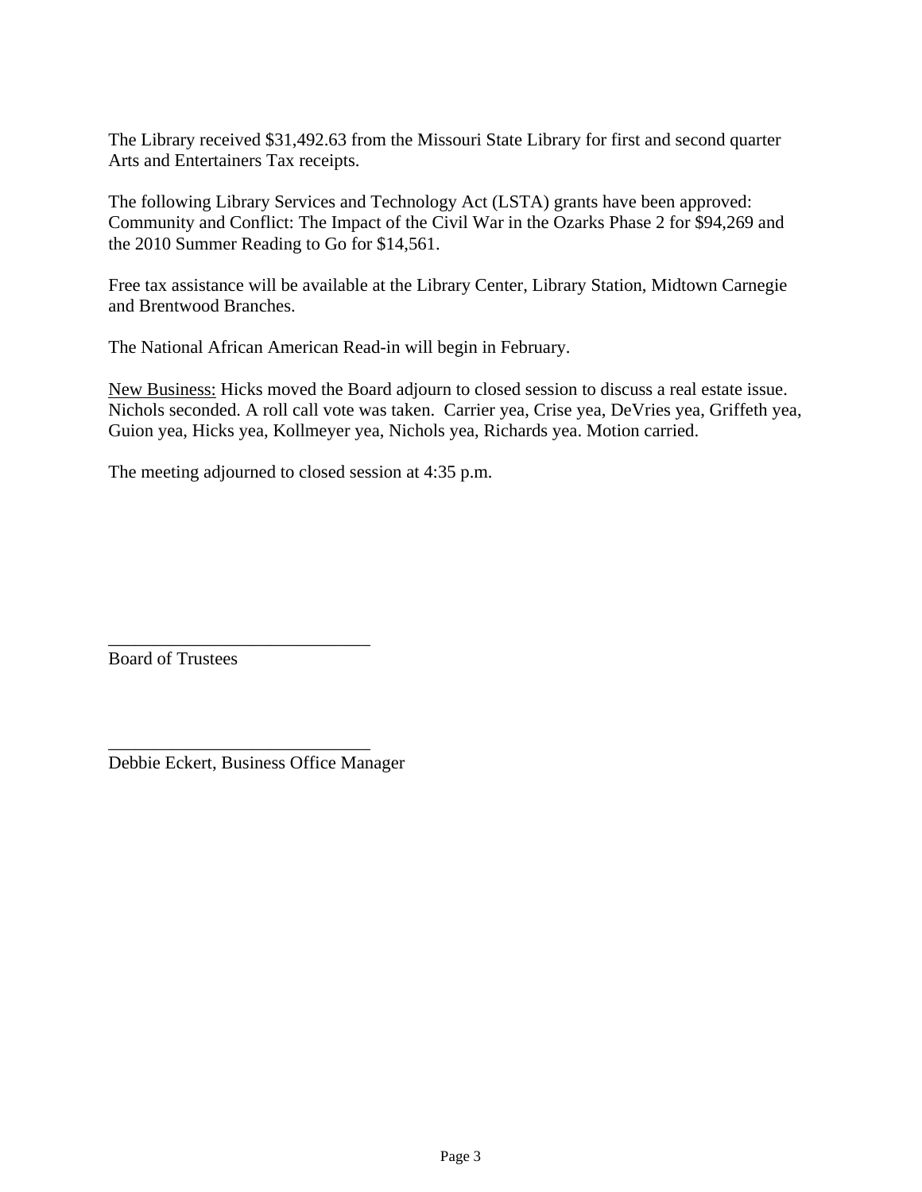The Library received $31,492.63 from the Missouri State Library for first and second quarter Arts and Entertainers Tax receipts.

The following Library Services and Technology Act (LSTA) grants have been approved: Community and Conflict: The Impact of the Civil War in the Ozarks Phase 2 for $94,269 and the 2010 Summer Reading to Go for $14,561.

Free tax assistance will be available at the Library Center, Library Station, Midtown Carnegie and Brentwood Branches.

The National African American Read-in will begin in February.

<u>New Business:</u> Hicks moved the Board adjourn to closed session to discuss a real estate issue. Nichols seconded. A roll call vote was taken. Carrier yea, Crise yea, DeVries yea, Griffeth yea, Guion yea, Hicks yea, Kollmeyer yea, Nichols yea, Richards yea. Motion carried.

The meeting adjourned to closed session at 4:35 p.m.

\_\_\_\_\_\_\_\_\_\_\_\_\_\_\_\_\_\_\_\_\_\_\_\_\_\_\_\_\_\_
Board of Trustees

\_\_\_\_\_\_\_\_\_\_\_\_\_\_\_\_\_\_\_\_\_\_\_\_\_\_\_\_\_\_
Debbie Eckert, Business Office Manager